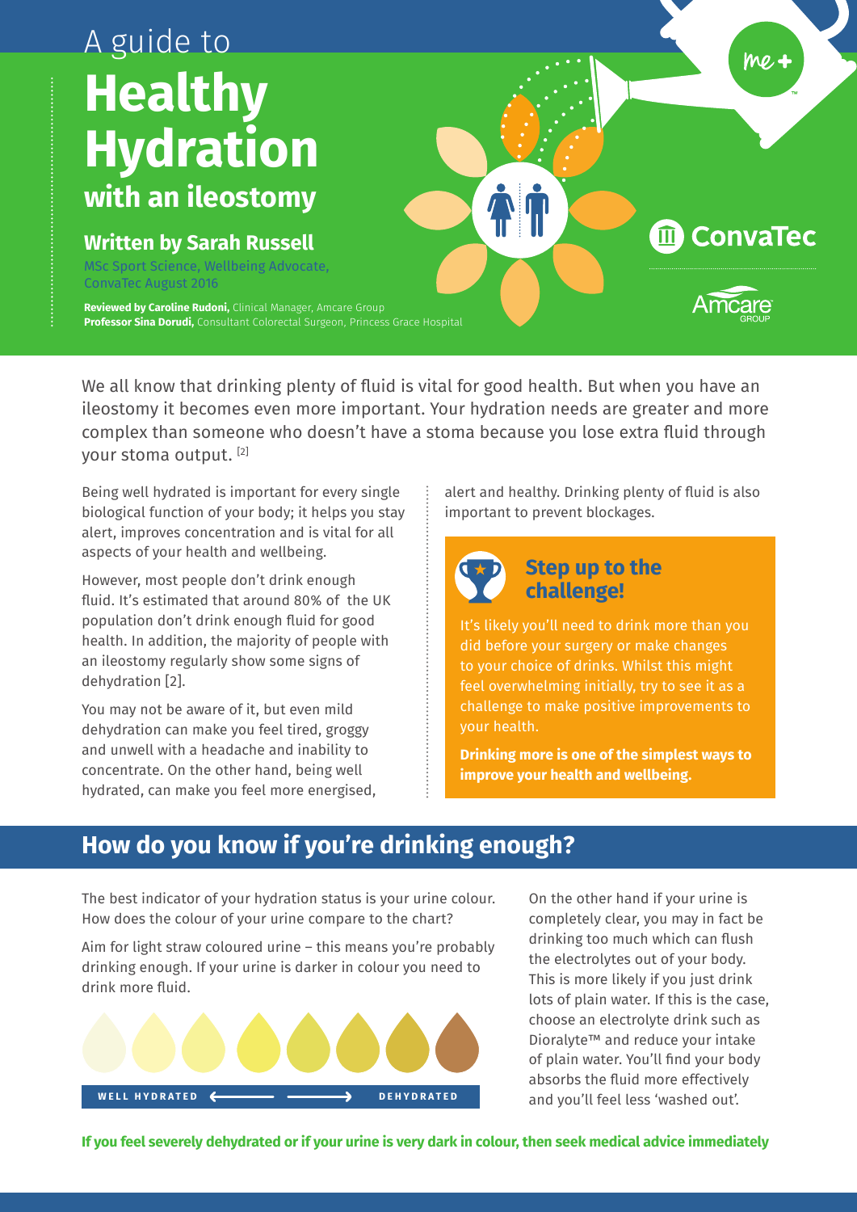A guide to

# Healthy Hydration with an ileostomy

## Written by Sarah Russell

MSc Sport Science, Wellbeing Advocate, ConvaTec August 2016

**Reviewed by Caroline Rudoni,** Clinical Manager, Amcare Group
**Professor Sina Dorudi,** Consultant Colorectal Surgeon, Princess Grace Hospital

ConvaTec

Amcare GROUP

We all know that drinking plenty of fluid is vital for good health. But when you have an ileostomy it becomes even more important. Your hydration needs are greater and more complex than someone who doesn't have a stoma because you lose extra fluid through your stoma output. [2]

Being well hydrated is important for every single biological function of your body; it helps you stay alert, improves concentration and is vital for all aspects of your health and wellbeing.

However, most people don't drink enough fluid. It's estimated that around 80% of the UK population don't drink enough fluid for good health. In addition, the majority of people with an ileostomy regularly show some signs of dehydration [2].

You may not be aware of it, but even mild dehydration can make you feel tired, groggy and unwell with a headache and inability to concentrate. On the other hand, being well hydrated, can make you feel more energised, alert and healthy. Drinking plenty of fluid is also important to prevent blockages.

### Step up to the challenge!

It's likely you'll need to drink more than you did before your surgery or make changes to your choice of drinks. Whilst this might feel overwhelming initially, try to see it as a challenge to make positive improvements to your health.

**Drinking more is one of the simplest ways to improve your health and wellbeing.**

## How do you know if you're drinking enough?

The best indicator of your hydration status is your urine colour. How does the colour of your urine compare to the chart?

Aim for light straw coloured urine – this means you're probably drinking enough. If your urine is darker in colour you need to drink more fluid.

WELL HYDRATED ⟵ ⟶ DEHYDRATED

On the other hand if your urine is completely clear, you may in fact be drinking too much which can flush the electrolytes out of your body. This is more likely if you just drink lots of plain water. If this is the case, choose an electrolyte drink such as Dioralyte™ and reduce your intake of plain water. You'll find your body absorbs the fluid more effectively and you'll feel less 'washed out'.

**If you feel severely dehydrated or if your urine is very dark in colour, then seek medical advice immediately**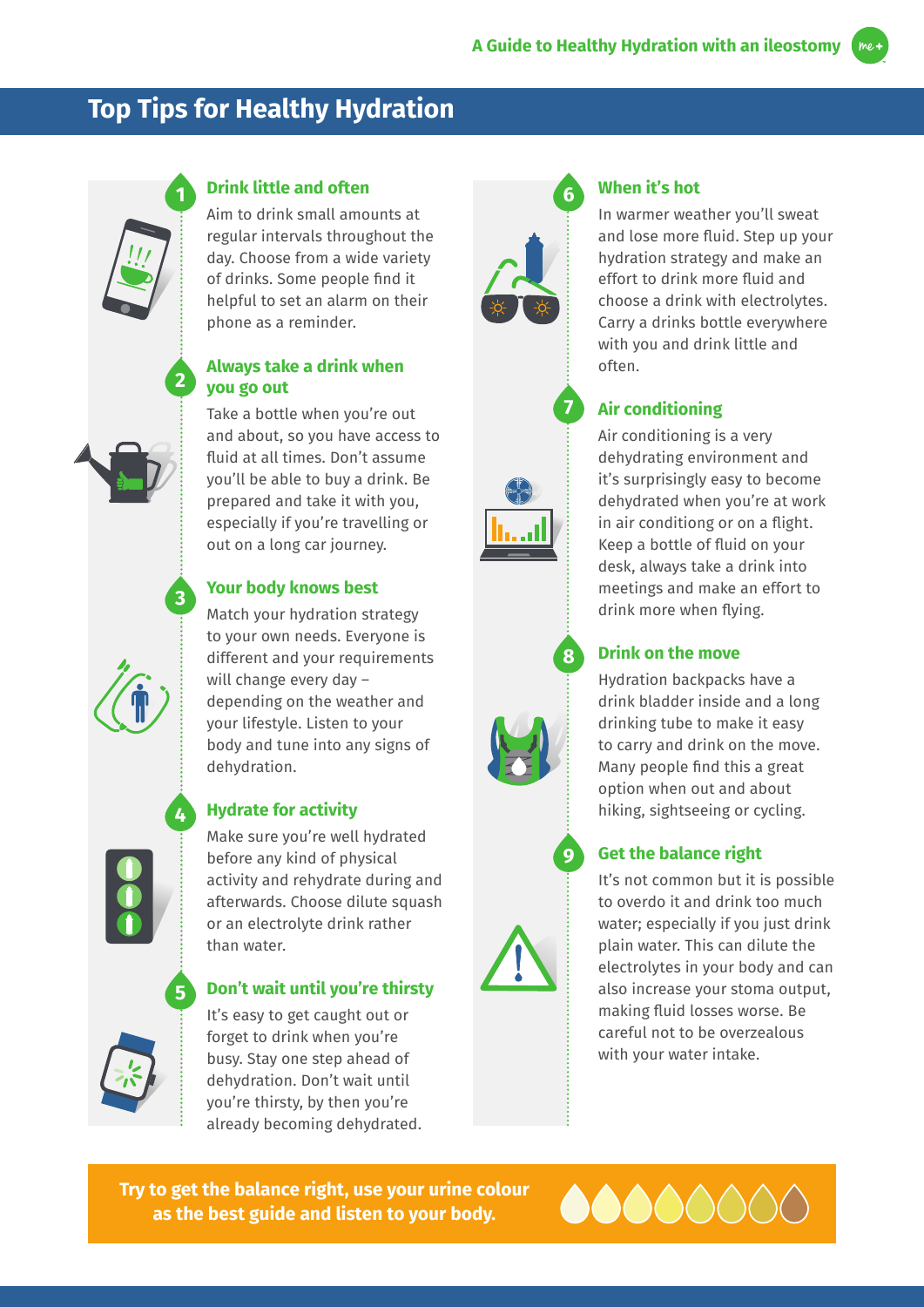# Top Tips for Healthy Hydration

## 1 Drink little and often

Aim to drink small amounts at regular intervals throughout the day. Choose from a wide variety of drinks. Some people find it helpful to set an alarm on their phone as a reminder.

## 2 Always take a drink when you go out

Take a bottle when you're out and about, so you have access to fluid at all times. Don't assume you'll be able to buy a drink. Be prepared and take it with you, especially if you're travelling or out on a long car journey.

## 3 Your body knows best

Match your hydration strategy to your own needs. Everyone is different and your requirements will change every day – depending on the weather and your lifestyle. Listen to your body and tune into any signs of dehydration.

## 4 Hydrate for activity

Make sure you're well hydrated before any kind of physical activity and rehydrate during and afterwards. Choose dilute squash or an electrolyte drink rather than water.

## 5 Don't wait until you're thirsty

It's easy to get caught out or forget to drink when you're busy. Stay one step ahead of dehydration. Don't wait until you're thirsty, by then you're already becoming dehydrated.

## 6 When it's hot

In warmer weather you'll sweat and lose more fluid. Step up your hydration strategy and make an effort to drink more fluid and choose a drink with electrolytes. Carry a drinks bottle everywhere with you and drink little and often.

## 7 Air conditioning

Air conditioning is a very dehydrating environment and it's surprisingly easy to become dehydrated when you're at work in air conditiong or on a flight. Keep a bottle of fluid on your desk, always take a drink into meetings and make an effort to drink more when flying.

## 8 Drink on the move

Hydration backpacks have a drink bladder inside and a long drinking tube to make it easy to carry and drink on the move. Many people find this a great option when out and about hiking, sightseeing or cycling.

## 9 Get the balance right

It's not common but it is possible to overdo it and drink too much water; especially if you just drink plain water. This can dilute the electrolytes in your body and can also increase your stoma output, making fluid losses worse. Be careful not to be overzealous with your water intake.

**Try to get the balance right, use your urine colour as the best guide and listen to your body.**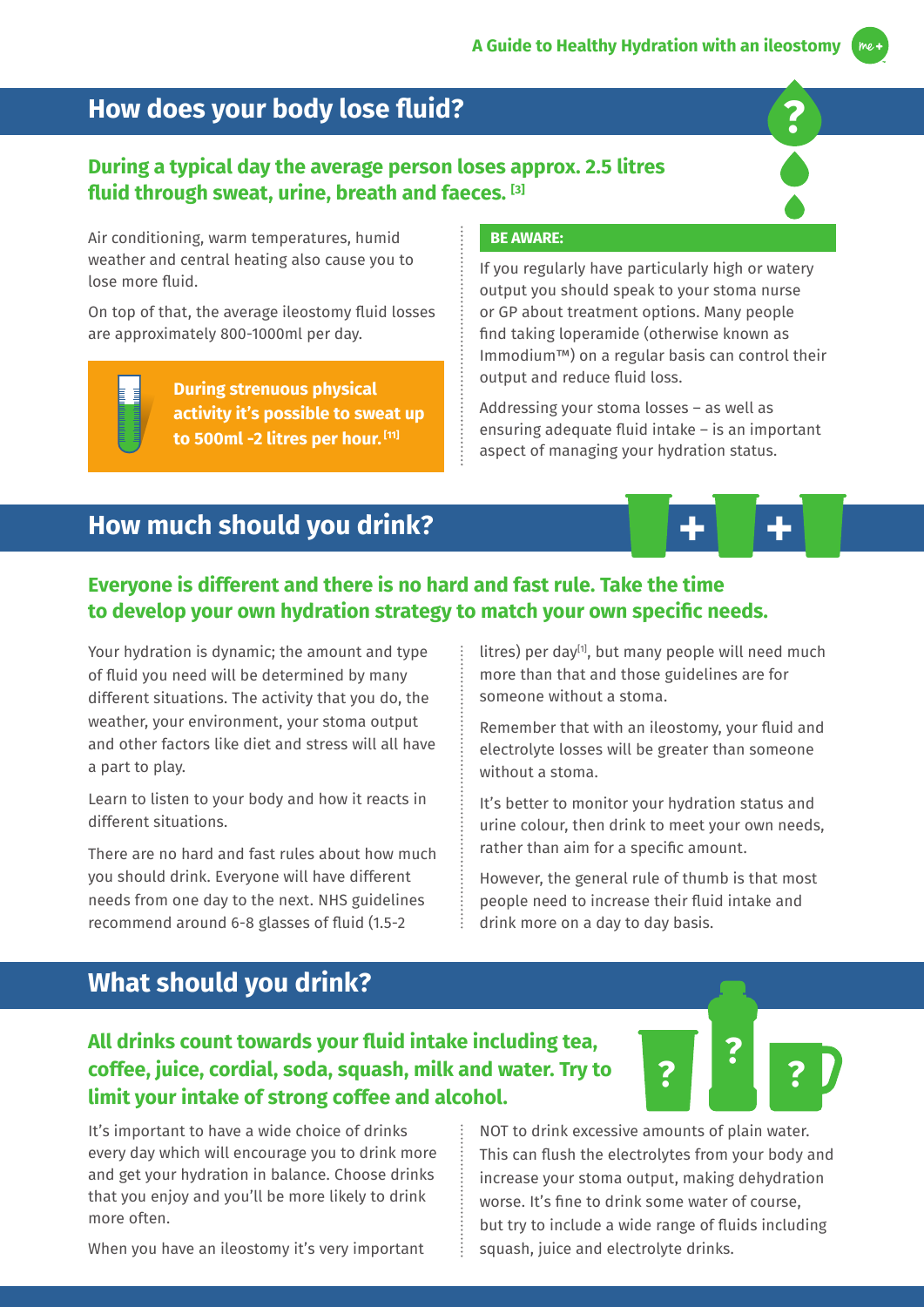## How does your body lose fluid?

**During a typical day the average person loses approx. 2.5 litres fluid through sweat, urine, breath and faeces.** [3]

Air conditioning, warm temperatures, humid weather and central heating also cause you to lose more fluid.

On top of that, the average ileostomy fluid losses are approximately 800-1000ml per day.

**During strenuous physical activity it's possible to sweat up to 500ml -2 litres per hour.** [11]

**BE AWARE:**

If you regularly have particularly high or watery output you should speak to your stoma nurse or GP about treatment options. Many people find taking loperamide (otherwise known as Immodium™) on a regular basis can control their output and reduce fluid loss.

Addressing your stoma losses – as well as ensuring adequate fluid intake – is an important aspect of managing your hydration status.

## How much should you drink?

**Everyone is different and there is no hard and fast rule. Take the time to develop your own hydration strategy to match your own specific needs.**

Your hydration is dynamic; the amount and type of fluid you need will be determined by many different situations. The activity that you do, the weather, your environment, your stoma output and other factors like diet and stress will all have a part to play.

Learn to listen to your body and how it reacts in different situations.

There are no hard and fast rules about how much you should drink. Everyone will have different needs from one day to the next. NHS guidelines recommend around 6-8 glasses of fluid (1.5-2 litres) per day[1], but many people will need much more than that and those guidelines are for someone without a stoma.

Remember that with an ileostomy, your fluid and electrolyte losses will be greater than someone without a stoma.

It's better to monitor your hydration status and urine colour, then drink to meet your own needs, rather than aim for a specific amount.

However, the general rule of thumb is that most people need to increase their fluid intake and drink more on a day to day basis.

## What should you drink?

**All drinks count towards your fluid intake including tea, coffee, juice, cordial, soda, squash, milk and water. Try to limit your intake of strong coffee and alcohol.**

It's important to have a wide choice of drinks every day which will encourage you to drink more and get your hydration in balance. Choose drinks that you enjoy and you'll be more likely to drink more often.

When you have an ileostomy it's very important NOT to drink excessive amounts of plain water. This can flush the electrolytes from your body and increase your stoma output, making dehydration worse. It's fine to drink some water of course, but try to include a wide range of fluids including squash, juice and electrolyte drinks.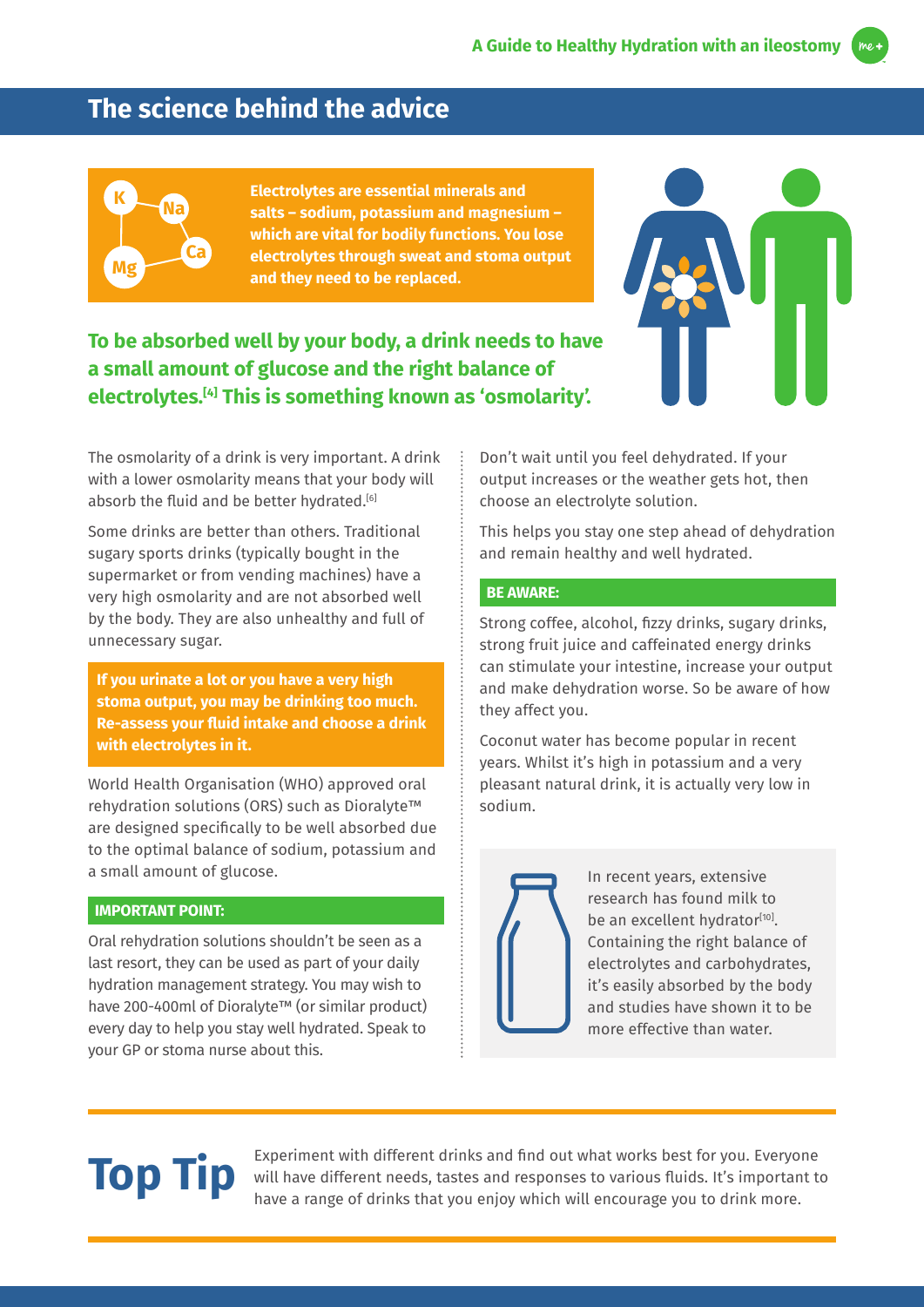## The science behind the advice

**Electrolytes are essential minerals and salts – sodium, potassium and magnesium – which are vital for bodily functions. You lose electrolytes through sweat and stoma output and they need to be replaced.**

**To be absorbed well by your body, a drink needs to have a small amount of glucose and the right balance of electrolytes.[4] This is something known as 'osmolarity'.**

The osmolarity of a drink is very important. A drink with a lower osmolarity means that your body will absorb the fluid and be better hydrated.[6]

Some drinks are better than others. Traditional sugary sports drinks (typically bought in the supermarket or from vending machines) have a very high osmolarity and are not absorbed well by the body. They are also unhealthy and full of unnecessary sugar.

**If you urinate a lot or you have a very high stoma output, you may be drinking too much. Re-assess your fluid intake and choose a drink with electrolytes in it.**

World Health Organisation (WHO) approved oral rehydration solutions (ORS) such as Dioralyte™ are designed specifically to be well absorbed due to the optimal balance of sodium, potassium and a small amount of glucose.

**IMPORTANT POINT:**

Oral rehydration solutions shouldn't be seen as a last resort, they can be used as part of your daily hydration management strategy. You may wish to have 200-400ml of Dioralyte™ (or similar product) every day to help you stay well hydrated. Speak to your GP or stoma nurse about this.

Don't wait until you feel dehydrated. If your output increases or the weather gets hot, then choose an electrolyte solution.

This helps you stay one step ahead of dehydration and remain healthy and well hydrated.

**BE AWARE:**

Strong coffee, alcohol, fizzy drinks, sugary drinks, strong fruit juice and caffeinated energy drinks can stimulate your intestine, increase your output and make dehydration worse. So be aware of how they affect you.

Coconut water has become popular in recent years. Whilst it's high in potassium and a very pleasant natural drink, it is actually very low in sodium.

In recent years, extensive research has found milk to be an excellent hydrator[10]. Containing the right balance of electrolytes and carbohydrates, it's easily absorbed by the body and studies have shown it to be more effective than water.

## Top Tip

Experiment with different drinks and find out what works best for you. Everyone will have different needs, tastes and responses to various fluids. It's important to have a range of drinks that you enjoy which will encourage you to drink more.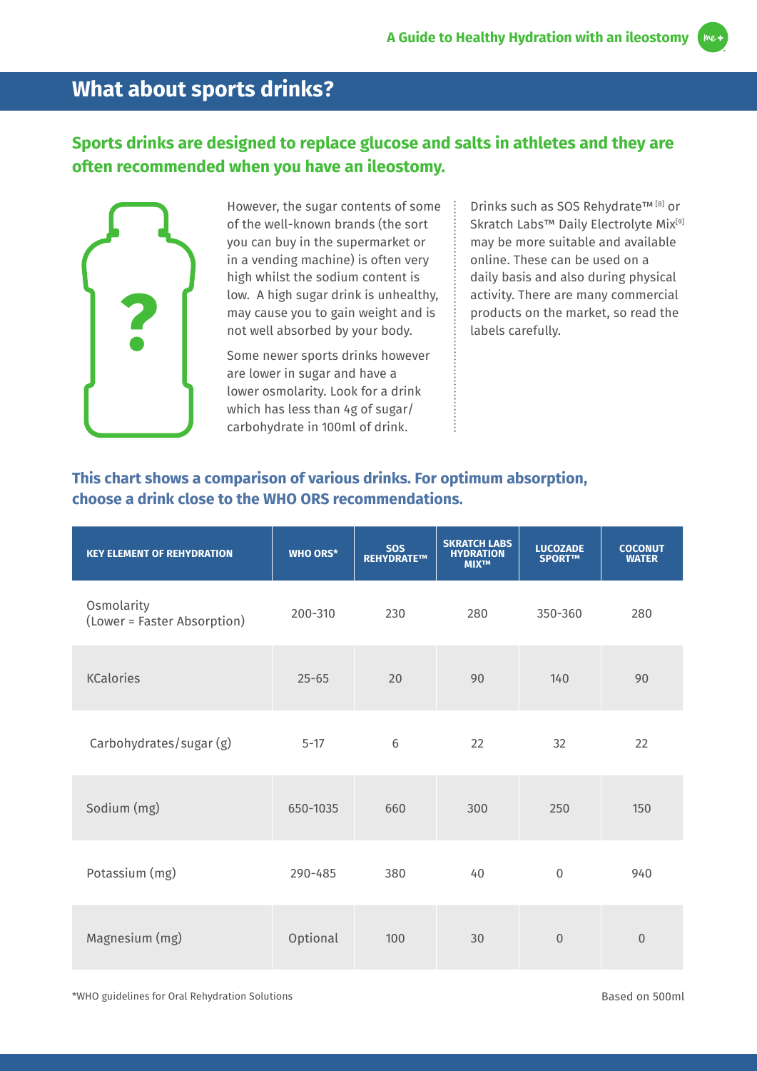## What about sports drinks?

**Sports drinks are designed to replace glucose and salts in athletes and they are often recommended when you have an ileostomy.**

However, the sugar contents of some of the well-known brands (the sort you can buy in the supermarket or in a vending machine) is often very high whilst the sodium content is low. A high sugar drink is unhealthy, may cause you to gain weight and is not well absorbed by your body.

Some newer sports drinks however are lower in sugar and have a lower osmolarity. Look for a drink which has less than 4g of sugar/ carbohydrate in 100ml of drink.

Drinks such as SOS Rehydrate™ [8] or Skratch Labs™ Daily Electrolyte Mix[9] may be more suitable and available online. These can be used on a daily basis and also during physical activity. There are many commercial products on the market, so read the labels carefully.

**This chart shows a comparison of various drinks. For optimum absorption, choose a drink close to the WHO ORS recommendations.**

| KEY ELEMENT OF REHYDRATION | WHO ORS* | SOS REHYDRATE™ | SKRATCH LABS HYDRATION MIX™ | LUCOZADE SPORT™ | COCONUT WATER |
|---|---|---|---|---|---|
| Osmolarity (Lower = Faster Absorption) | 200-310 | 230 | 280 | 350-360 | 280 |
| KCalories | 25-65 | 20 | 90 | 140 | 90 |
| Carbohydrates/sugar (g) | 5-17 | 6 | 22 | 32 | 22 |
| Sodium (mg) | 650-1035 | 660 | 300 | 250 | 150 |
| Potassium (mg) | 290-485 | 380 | 40 | 0 | 940 |
| Magnesium (mg) | Optional | 100 | 30 | 0 | 0 |

*WHO guidelines for Oral Rehydration Solutions

Based on 500ml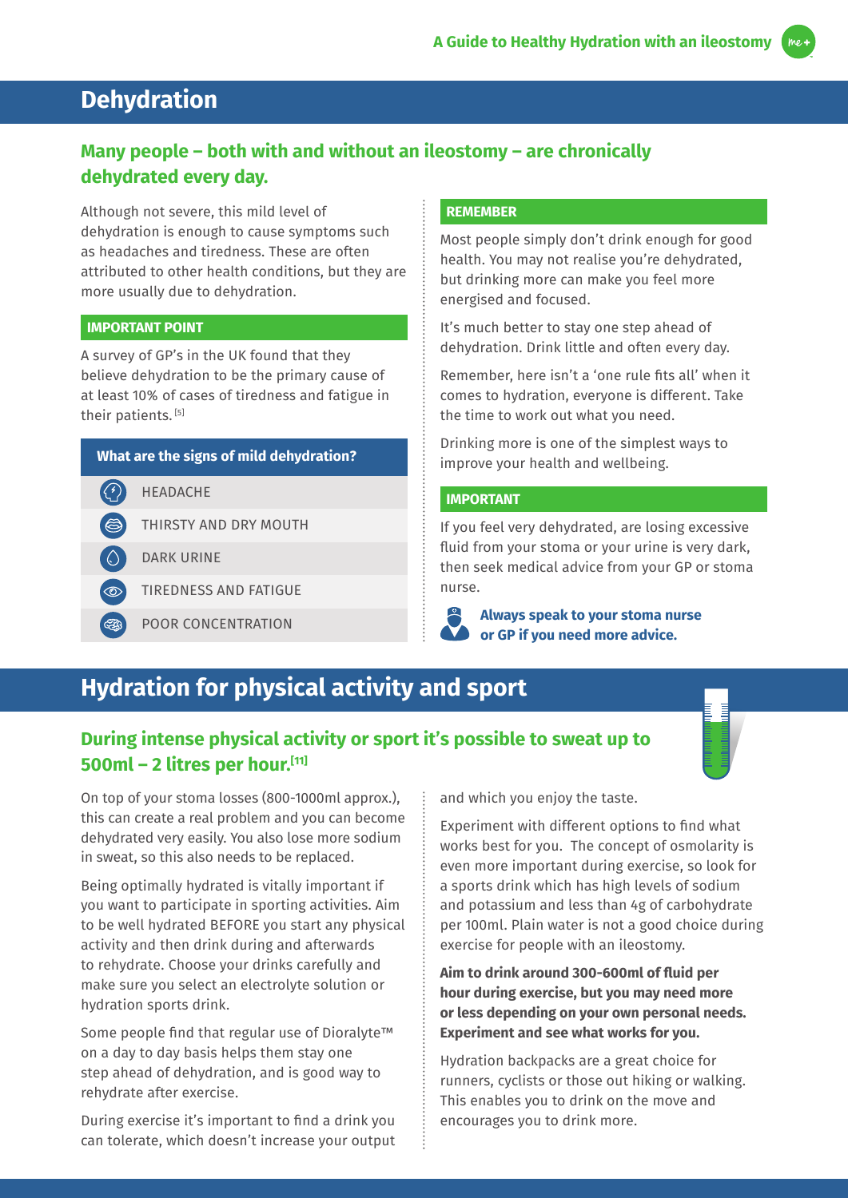# Dehydration

## Many people – both with and without an ileostomy – are chronically dehydrated every day.

Although not severe, this mild level of dehydration is enough to cause symptoms such as headaches and tiredness. These are often attributed to other health conditions, but they are more usually due to dehydration.

**IMPORTANT POINT**

A survey of GP's in the UK found that they believe dehydration to be the primary cause of at least 10% of cases of tiredness and fatigue in their patients.[5]

**What are the signs of mild dehydration?**

- HEADACHE
- THIRSTY AND DRY MOUTH
- DARK URINE
- TIREDNESS AND FATIGUE
- POOR CONCENTRATION

**REMEMBER**

Most people simply don't drink enough for good health. You may not realise you're dehydrated, but drinking more can make you feel more energised and focused.

It's much better to stay one step ahead of dehydration. Drink little and often every day.

Remember, here isn't a 'one rule fits all' when it comes to hydration, everyone is different. Take the time to work out what you need.

Drinking more is one of the simplest ways to improve your health and wellbeing.

**IMPORTANT**

If you feel very dehydrated, are losing excessive fluid from your stoma or your urine is very dark, then seek medical advice from your GP or stoma nurse.

**Always speak to your stoma nurse or GP if you need more advice.**

# Hydration for physical activity and sport

## During intense physical activity or sport it's possible to sweat up to 500ml – 2 litres per hour.[11]

On top of your stoma losses (800-1000ml approx.), this can create a real problem and you can become dehydrated very easily. You also lose more sodium in sweat, so this also needs to be replaced.

Being optimally hydrated is vitally important if you want to participate in sporting activities. Aim to be well hydrated BEFORE you start any physical activity and then drink during and afterwards to rehydrate. Choose your drinks carefully and make sure you select an electrolyte solution or hydration sports drink.

Some people find that regular use of Dioralyte™ on a day to day basis helps them stay one step ahead of dehydration, and is good way to rehydrate after exercise.

During exercise it's important to find a drink you can tolerate, which doesn't increase your output and which you enjoy the taste.

Experiment with different options to find what works best for you. The concept of osmolarity is even more important during exercise, so look for a sports drink which has high levels of sodium and potassium and less than 4g of carbohydrate per 100ml. Plain water is not a good choice during exercise for people with an ileostomy.

**Aim to drink around 300-600ml of fluid per hour during exercise, but you may need more or less depending on your own personal needs. Experiment and see what works for you.**

Hydration backpacks are a great choice for runners, cyclists or those out hiking or walking. This enables you to drink on the move and encourages you to drink more.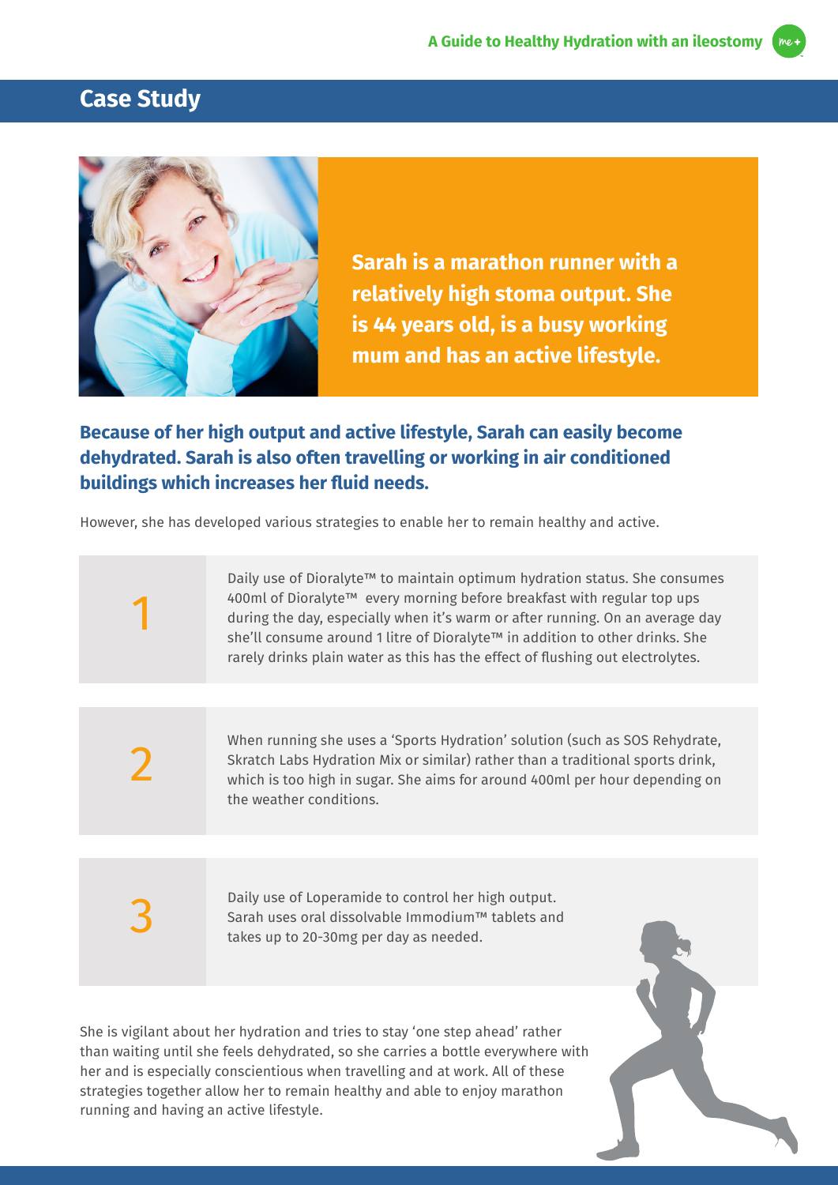## Case Study

**Sarah is a marathon runner with a relatively high stoma output. She is 44 years old, is a busy working mum and has an active lifestyle.**

**Because of her high output and active lifestyle, Sarah can easily become dehydrated. Sarah is also often travelling or working in air conditioned buildings which increases her fluid needs.**

However, she has developed various strategies to enable her to remain healthy and active.

1. Daily use of Dioralyte™ to maintain optimum hydration status. She consumes 400ml of Dioralyte™ every morning before breakfast with regular top ups during the day, especially when it's warm or after running. On an average day she'll consume around 1 litre of Dioralyte™ in addition to other drinks. She rarely drinks plain water as this has the effect of flushing out electrolytes.

2. When running she uses a 'Sports Hydration' solution (such as SOS Rehydrate, Skratch Labs Hydration Mix or similar) rather than a traditional sports drink, which is too high in sugar. She aims for around 400ml per hour depending on the weather conditions.

3. Daily use of Loperamide to control her high output. Sarah uses oral dissolvable Immodium™ tablets and takes up to 20-30mg per day as needed.

She is vigilant about her hydration and tries to stay 'one step ahead' rather than waiting until she feels dehydrated, so she carries a bottle everywhere with her and is especially conscientious when travelling and at work. All of these strategies together allow her to remain healthy and able to enjoy marathon running and having an active lifestyle.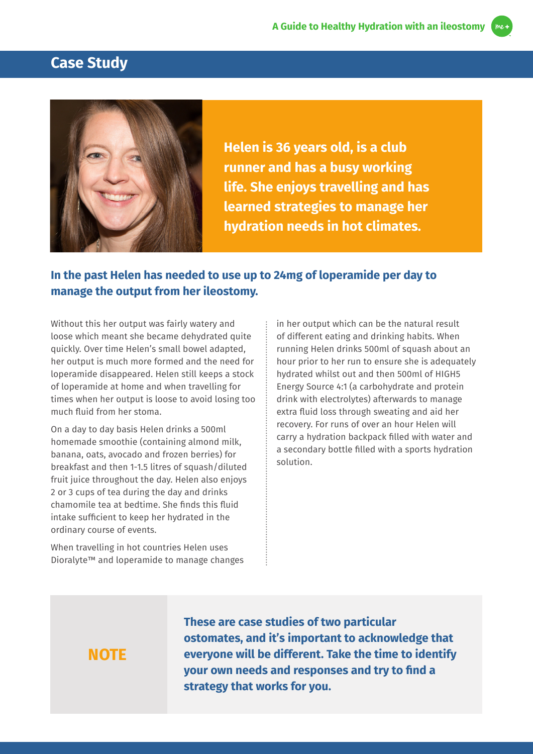## Case Study

**Helen is 36 years old, is a club runner and has a busy working life. She enjoys travelling and has learned strategies to manage her hydration needs in hot climates.**

### In the past Helen has needed to use up to 24mg of loperamide per day to manage the output from her ileostomy.

Without this her output was fairly watery and loose which meant she became dehydrated quite quickly. Over time Helen's small bowel adapted, her output is much more formed and the need for loperamide disappeared. Helen still keeps a stock of loperamide at home and when travelling for times when her output is loose to avoid losing too much fluid from her stoma.

On a day to day basis Helen drinks a 500ml homemade smoothie (containing almond milk, banana, oats, avocado and frozen berries) for breakfast and then 1-1.5 litres of squash/diluted fruit juice throughout the day. Helen also enjoys 2 or 3 cups of tea during the day and drinks chamomile tea at bedtime. She finds this fluid intake sufficient to keep her hydrated in the ordinary course of events.

When travelling in hot countries Helen uses Dioralyte™ and loperamide to manage changes in her output which can be the natural result of different eating and drinking habits. When running Helen drinks 500ml of squash about an hour prior to her run to ensure she is adequately hydrated whilst out and then 500ml of HIGH5 Energy Source 4:1 (a carbohydrate and protein drink with electrolytes) afterwards to manage extra fluid loss through sweating and aid her recovery. For runs of over an hour Helen will carry a hydration backpack filled with water and a secondary bottle filled with a sports hydration solution.

**NOTE**

**These are case studies of two particular ostomates, and it's important to acknowledge that everyone will be different. Take the time to identify your own needs and responses and try to find a strategy that works for you.**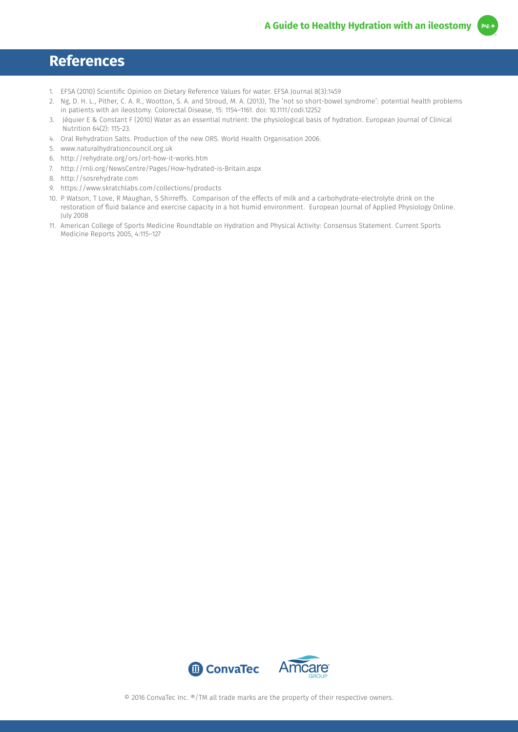## References

1. EFSA (2010) Scientific Opinion on Dietary Reference Values for water. EFSA Journal 8(3):1459
2. Ng, D. H. L., Pither, C. A. R., Wootton, S. A. and Stroud, M. A. (2013), The 'not so short-bowel syndrome': potential health problems in patients with an ileostomy. Colorectal Disease, 15: 1154–1161. doi: 10.1111/codi.12252
3. Jéquier E & Constant F (2010) Water as an essential nutrient: the physiological basis of hydration. European Journal of Clinical Nutrition 64(2): 115-23.
4. Oral Rehydration Salts. Production of the new ORS. World Health Organisation 2006.
5. www.naturalhydrationcouncil.org.uk
6. http://rehydrate.org/ors/ort-how-it-works.htm
7. http://rnli.org/NewsCentre/Pages/How-hydrated-is-Britain.aspx
8. http://sosrehydrate.com
9. https://www.skratchlabs.com/collections/products
10. P Watson, T Love, R Maughan, S Shirreffs. Comparison of the effects of milk and a carbohydrate-electrolyte drink on the restoration of fluid balance and exercise capacity in a hot humid environment. European Journal of Applied Physiology Online. July 2008
11. American College of Sports Medicine Roundtable on Hydration and Physical Activity: Consensus Statement. Current Sports Medicine Reports 2005, 4:115–127

ConvaTec Amcare GROUP

© 2016 ConvaTec Inc. ®/TM all trade marks are the property of their respective owners.